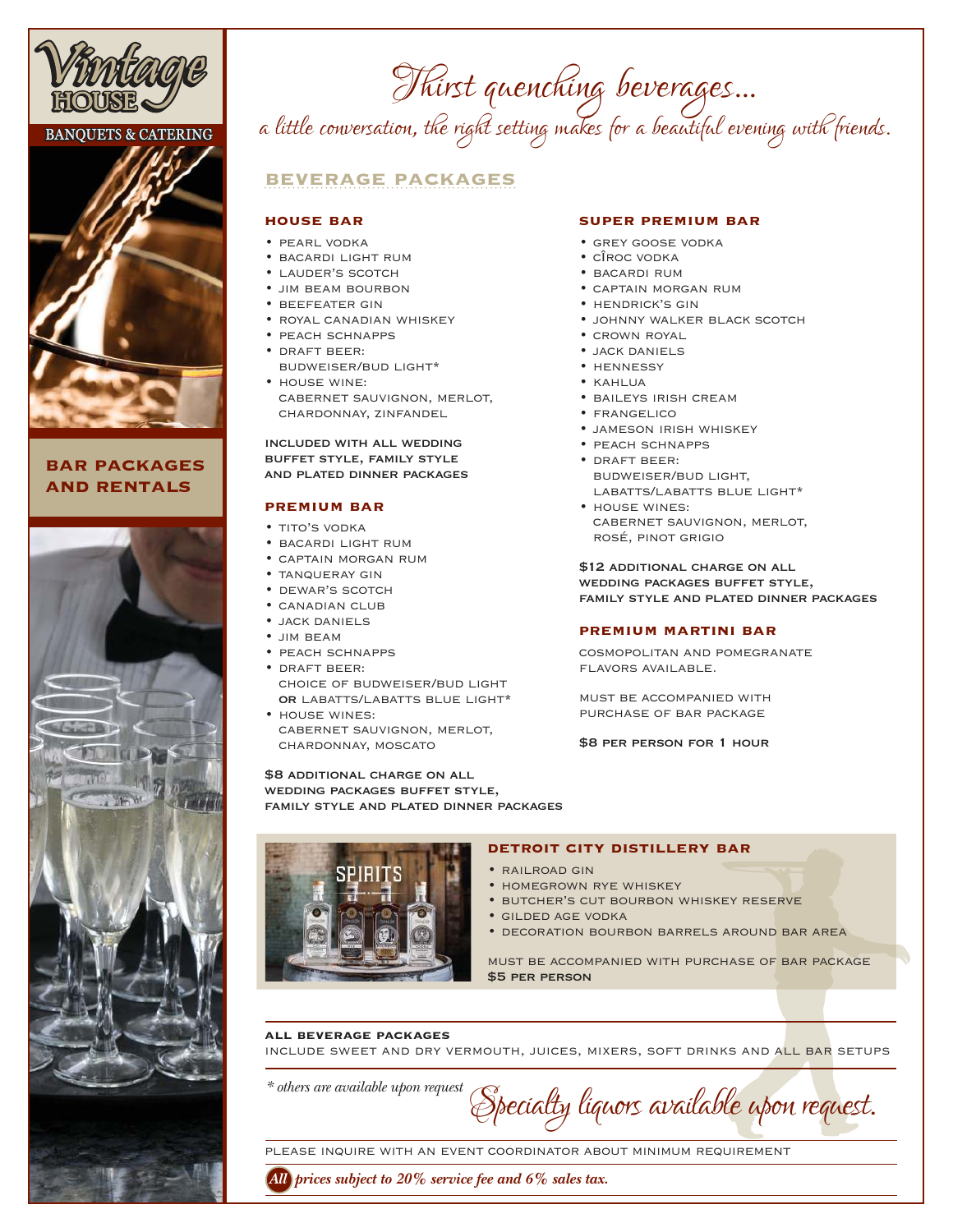# Vintage House

BANQUETS & CATERING

## BAR PACKAGES AND RENTALS

# Thirst quenching beverages...

*a little conversation, the right setting makes for a beautiful evening with friends.*

## BEVERAGE PACKAGES

### HOUSE BAR

- PEARL VODKA
- BACARDI LIGHT RUM
- LAUDER'S SCOTCH
- JIM BEAM BOURBON
- BEEFEATER GIN
- ROYAL CANADIAN WHISKEY
- PEACH SCHNAPPS
- DRAFT BEER: BUDWEISER/BUD LIGHT*
- HOUSE WINE: CABERNET SAUVIGNON, MERLOT, CHARDONNAY, ZINFANDEL

INCLUDED WITH ALL WEDDING BUFFET STYLE, FAMILY STYLE AND PLATED DINNER PACKAGES

### PREMIUM BAR

- TITO'S VODKA
- BACARDI LIGHT RUM
- CAPTAIN MORGAN RUM
- TANQUERAY GIN
- DEWAR'S SCOTCH
- CANADIAN CLUB
- JACK DANIELS
- JIM BEAM
- PEACH SCHNAPPS
- DRAFT BEER: CHOICE OF BUDWEISER/BUD LIGHT **OR** LABATTS/LABATTS BLUE LIGHT*
- HOUSE WINES: CABERNET SAUVIGNON, MERLOT, CHARDONNAY, MOSCATO

$8 ADDITIONAL CHARGE ON ALL WEDDING PACKAGES BUFFET STYLE, FAMILY STYLE AND PLATED DINNER PACKAGES

### SUPER PREMIUM BAR

- GREY GOOSE VODKA
- CÎROC VODKA
- BACARDI RUM
- CAPTAIN MORGAN RUM
- HENDRICK'S GIN
- JOHNNY WALKER BLACK SCOTCH
- CROWN ROYAL
- JACK DANIELS
- HENNESSY
- KAHLUA
- BAILEYS IRISH CREAM
- FRANGELICO
- JAMESON IRISH WHISKEY
- PEACH SCHNAPPS
- DRAFT BEER: BUDWEISER/BUD LIGHT, LABATTS/LABATTS BLUE LIGHT*
- HOUSE WINES: CABERNET SAUVIGNON, MERLOT, ROSÉ, PINOT GRIGIO

$12 ADDITIONAL CHARGE ON ALL WEDDING PACKAGES BUFFET STYLE, FAMILY STYLE AND PLATED DINNER PACKAGES

### PREMIUM MARTINI BAR

COSMOPOLITAN AND POMEGRANATE FLAVORS AVAILABLE.

MUST BE ACCOMPANIED WITH PURCHASE OF BAR PACKAGE

$8 PER PERSON FOR 1 HOUR

### DETROIT CITY DISTILLERY BAR

- RAILROAD GIN
- HOMEGROWN RYE WHISKEY
- BUTCHER'S CUT BOURBON WHISKEY RESERVE
- GILDED AGE VODKA
- DECORATION BOURBON BARRELS AROUND BAR AREA

MUST BE ACCOMPANIED WITH PURCHASE OF BAR PACKAGE
$5 PER PERSON

**ALL BEVERAGE PACKAGES**
INCLUDE SWEET AND DRY VERMOUTH, JUICES, MIXERS, SOFT DRINKS AND ALL BAR SETUPS

*\* others are available upon request*

*Specialty liquors available upon request.*

PLEASE INQUIRE WITH AN EVENT COORDINATOR ABOUT MINIMUM REQUIREMENT

***All prices subject to 20% service fee and 6% sales tax.***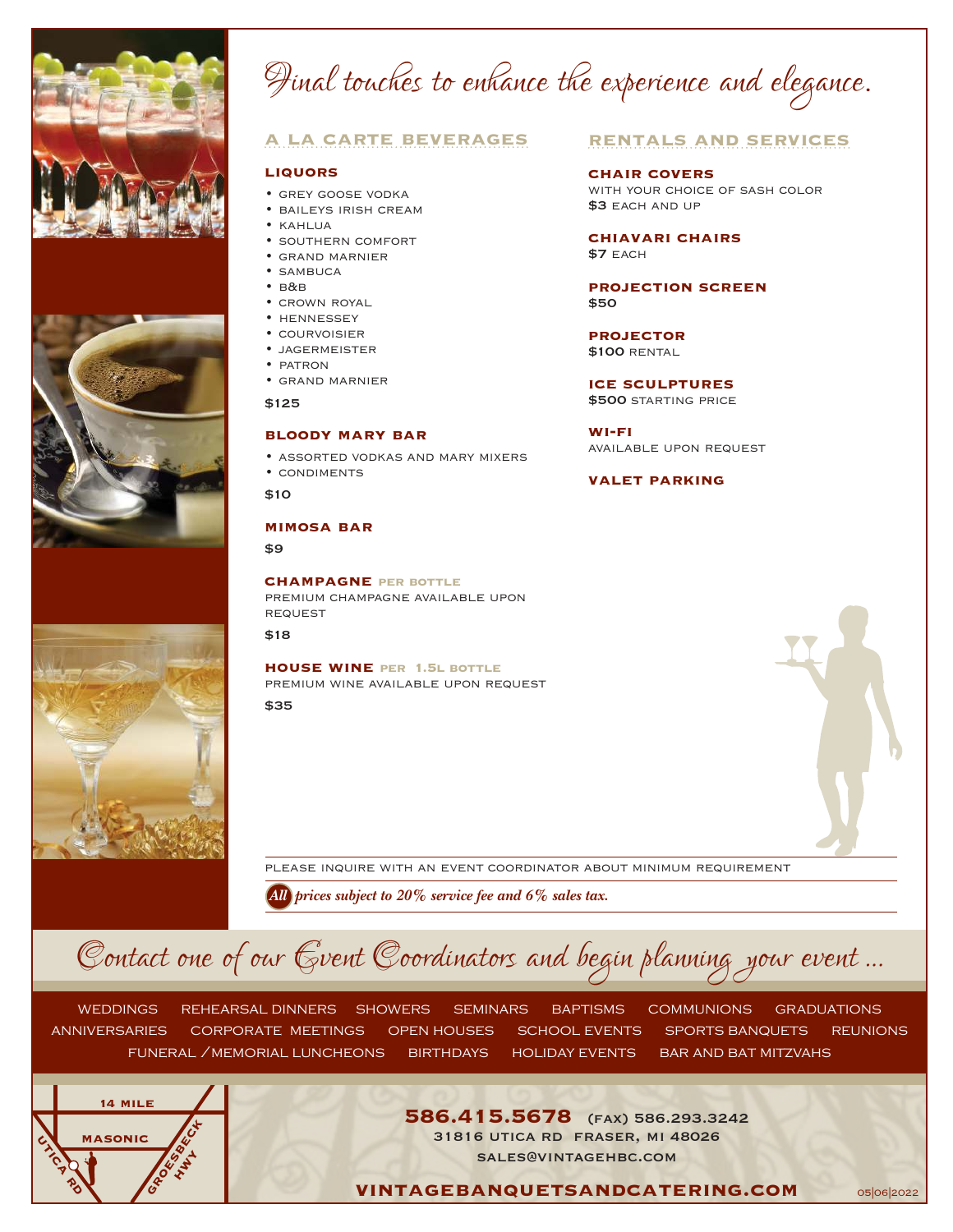# Final touches to enhance the experience and elegance.

## A LA CARTE BEVERAGES

### LIQUORS

- GREY GOOSE VODKA
- BAILEYS IRISH CREAM
- KAHLUA
- SOUTHERN COMFORT
- GRAND MARNIER
- SAMBUCA
- B&B
- CROWN ROYAL
- HENNESSEY
- COURVOISIER
- JAGERMEISTER
- PATRON
- GRAND MARNIER

$125

### BLOODY MARY BAR

- ASSORTED VODKAS AND MARY MIXERS
- CONDIMENTS

$10

### MIMOSA BAR

$9

### CHAMPAGNE PER BOTTLE

PREMIUM CHAMPAGNE AVAILABLE UPON REQUEST

$18

### HOUSE WINE PER 1.5L BOTTLE

PREMIUM WINE AVAILABLE UPON REQUEST

$35

## RENTALS AND SERVICES

### CHAIR COVERS

WITH YOUR CHOICE OF SASH COLOR

$3 EACH AND UP

### CHIAVARI CHAIRS

$7 EACH

### PROJECTION SCREEN

$50

### PROJECTOR

$100 RENTAL

### ICE SCULPTURES

$500 STARTING PRICE

### WI-FI

AVAILABLE UPON REQUEST

### VALET PARKING

PLEASE INQUIRE WITH AN EVENT COORDINATOR ABOUT MINIMUM REQUIREMENT

***All prices subject to 20% service fee and 6% sales tax.***

# Contact one of our Event Coordinators and begin planning your event ...

WEDDINGS REHEARSAL DINNERS SHOWERS SEMINARS BAPTISMS COMMUNIONS GRADUATIONS ANNIVERSARIES CORPORATE MEETINGS OPEN HOUSES SCHOOL EVENTS SPORTS BANQUETS REUNIONS FUNERAL / MEMORIAL LUNCHEONS BIRTHDAYS HOLIDAY EVENTS BAR AND BAT MITZVAHS

14 MILE
MASONIC
UTICA RD
GROESBECK HWY

**586.415.5678** (FAX) 586.293.3242
31816 UTICA RD FRASER, MI 48026
SALES@VINTAGEHBC.COM

**VINTAGEBANQUETSANDCATERING.COM**

05|06|2022